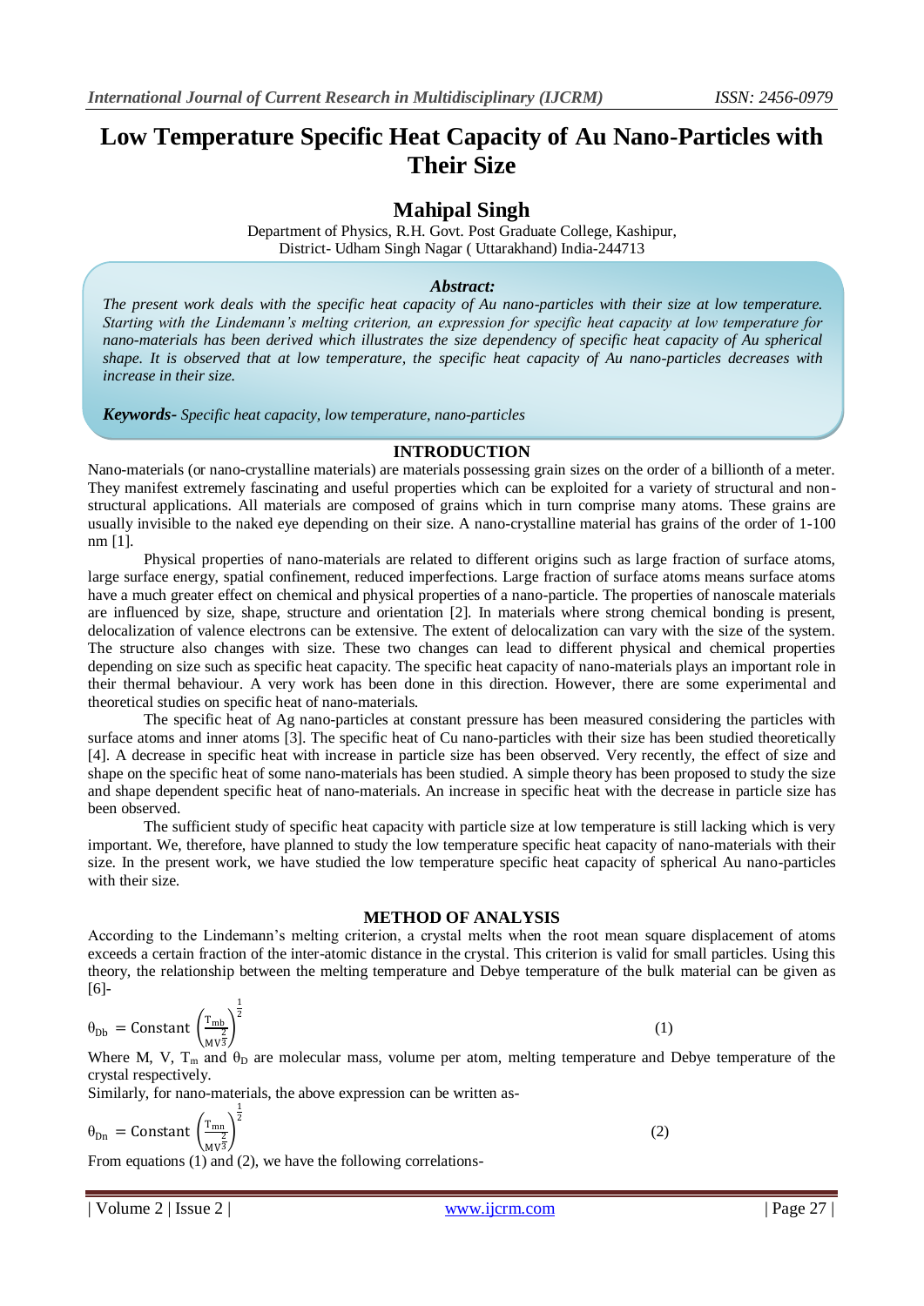# Low Temperature Specific Heat Capacity of Au Nano-Particles with Their Size

## Mahipal Singh

Department of Physics, R.H. Govt. Post Graduate College, Kashipur, District- Udham Singh Nagar ( Uttarakhand) India-244713

### *Abstract:*

*The present work deals with the specific heat capacity of Au nano-particles with their size at low temperature. Starting with the Lindemann's melting criterion, an expression for specific heat capacity at low temperature for nano-materials has been derived which illustrates the size dependency of specific heat capacity of Au spherical shape. It is observed that at low temperature, the specific heat capacity of Au nano-particles decreases with increase in their size.*

***Keywords-*** *Specific heat capacity, low temperature, nano-particles*

## INTRODUCTION

Nano-materials (or nano-crystalline materials) are materials possessing grain sizes on the order of a billionth of a meter. They manifest extremely fascinating and useful properties which can be exploited for a variety of structural and non-structural applications. All materials are composed of grains which in turn comprise many atoms. These grains are usually invisible to the naked eye depending on their size. A nano-crystalline material has grains of the order of 1-100 nm [1].

Physical properties of nano-materials are related to different origins such as large fraction of surface atoms, large surface energy, spatial confinement, reduced imperfections. Large fraction of surface atoms means surface atoms have a much greater effect on chemical and physical properties of a nano-particle. The properties of nanoscale materials are influenced by size, shape, structure and orientation [2]. In materials where strong chemical bonding is present, delocalization of valence electrons can be extensive. The extent of delocalization can vary with the size of the system. The structure also changes with size. These two changes can lead to different physical and chemical properties depending on size such as specific heat capacity. The specific heat capacity of nano-materials plays an important role in their thermal behaviour. A very work has been done in this direction. However, there are some experimental and theoretical studies on specific heat of nano-materials.

The specific heat of Ag nano-particles at constant pressure has been measured considering the particles with surface atoms and inner atoms [3]. The specific heat of Cu nano-particles with their size has been studied theoretically [4]. A decrease in specific heat with increase in particle size has been observed. Very recently, the effect of size and shape on the specific heat of some nano-materials has been studied. A simple theory has been proposed to study the size and shape dependent specific heat of nano-materials. An increase in specific heat with the decrease in particle size has been observed.

The sufficient study of specific heat capacity with particle size at low temperature is still lacking which is very important. We, therefore, have planned to study the low temperature specific heat capacity of nano-materials with their size. In the present work, we have studied the low temperature specific heat capacity of spherical Au nano-particles with their size.

## METHOD OF ANALYSIS

According to the Lindemann's melting criterion, a crystal melts when the root mean square displacement of atoms exceeds a certain fraction of the inter-atomic distance in the crystal. This criterion is valid for small particles. Using this theory, the relationship between the melting temperature and Debye temperature of the bulk material can be given as [6]-

$$\theta_{Db} = \text{Constant} \left(\frac{T_{mb}}{MV^{\frac{2}{3}}}\right)^{\frac{1}{2}} \tag{1}$$

Where M, V, $T_m$ and $\theta_D$ are molecular mass, volume per atom, melting temperature and Debye temperature of the crystal respectively.

Similarly, for nano-materials, the above expression can be written as-

$$\theta_{Dn} = \text{Constant} \left(\frac{T_{mn}}{MV^{\frac{2}{3}}}\right)^{\frac{1}{2}} \tag{2}$$

From equations (1) and (2), we have the following correlations-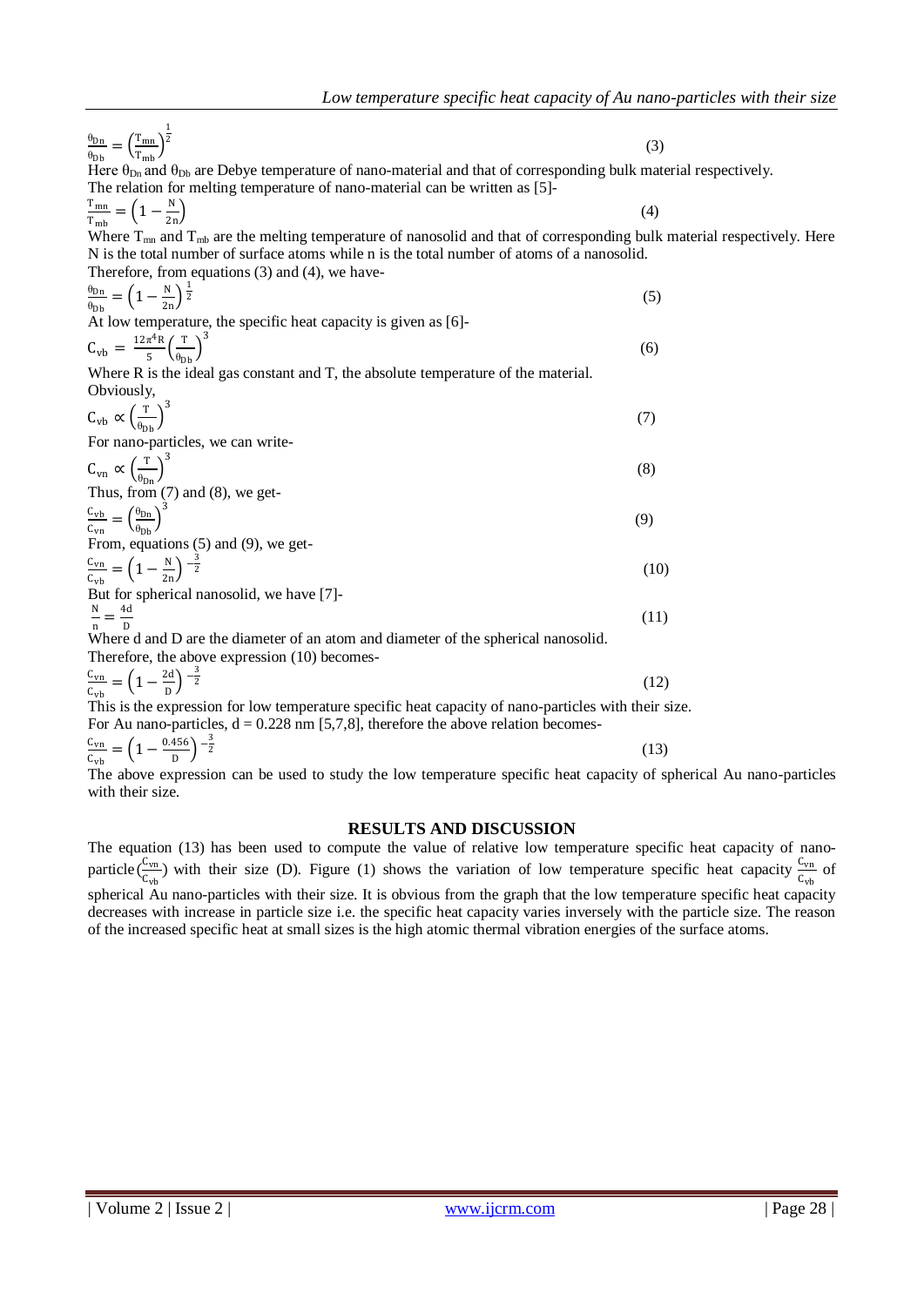$$\frac{\theta_{Dn}}{\theta_{Db}} = \left(\frac{T_{mn}}{T_{mb}}\right)^{\frac{1}{2}} \tag{3}$$

Here $\theta_{Dn}$ and $\theta_{Db}$ are Debye temperature of nano-material and that of corresponding bulk material respectively.

The relation for melting temperature of nano-material can be written as [5]-

$$\frac{T_{mn}}{T_{mb}} = \left(1 - \frac{N}{2n}\right) \tag{4}$$

Where $T_{mn}$ and $T_{mb}$ are the melting temperature of nanosolid and that of corresponding bulk material respectively. Here N is the total number of surface atoms while n is the total number of atoms of a nanosolid.

Therefore, from equations (3) and (4), we have-

$$\frac{\theta_{Dn}}{\theta_{Db}} = \left(1 - \frac{N}{2n}\right)^{\frac{1}{2}} \tag{5}$$

At low temperature, the specific heat capacity is given as [6]-

$$C_{vb} = \frac{12\pi^4 R}{5}\left(\frac{T}{\theta_{Db}}\right)^3 \tag{6}$$

Where R is the ideal gas constant and T, the absolute temperature of the material.

Obviously,

$$C_{vb} \propto \left(\frac{T}{\theta_{Db}}\right)^3 \tag{7}$$

For nano-particles, we can write-

$$C_{vn} \propto \left(\frac{T}{\theta_{Dn}}\right)^3 \tag{8}$$

Thus, from (7) and (8), we get-

$$\frac{C_{vb}}{C_{vn}} = \left(\frac{\theta_{Dn}}{\theta_{Db}}\right)^3 \tag{9}$$

From, equations (5) and (9), we get-

$$\frac{C_{vn}}{C_{vb}} = \left(1 - \frac{N}{2n}\right)^{-\frac{3}{2}} \tag{10}$$

But for spherical nanosolid, we have [7]-

$$\frac{N}{n} = \frac{4d}{D} \tag{11}$$

Where d and D are the diameter of an atom and diameter of the spherical nanosolid.

Therefore, the above expression (10) becomes-

$$\frac{C_{vn}}{C_{vb}} = \left(1 - \frac{2d}{D}\right)^{-\frac{3}{2}} \tag{12}$$

This is the expression for low temperature specific heat capacity of nano-particles with their size.

For Au nano-particles, d = 0.228 nm [5,7,8], therefore the above relation becomes-

$$\frac{C_{vn}}{C_{vb}} = \left(1 - \frac{0.456}{D}\right)^{-\frac{3}{2}} \tag{13}$$

The above expression can be used to study the low temperature specific heat capacity of spherical Au nano-particles with their size.

## RESULTS AND DISCUSSION

The equation (13) has been used to compute the value of relative low temperature specific heat capacity of nano-particle ($\frac{C_{vn}}{C_{vb}}$) with their size (D). Figure (1) shows the variation of low temperature specific heat capacity $\frac{C_{vn}}{C_{vb}}$ of spherical Au nano-particles with their size. It is obvious from the graph that the low temperature specific heat capacity decreases with increase in particle size i.e. the specific heat capacity varies inversely with the particle size. The reason of the increased specific heat at small sizes is the high atomic thermal vibration energies of the surface atoms.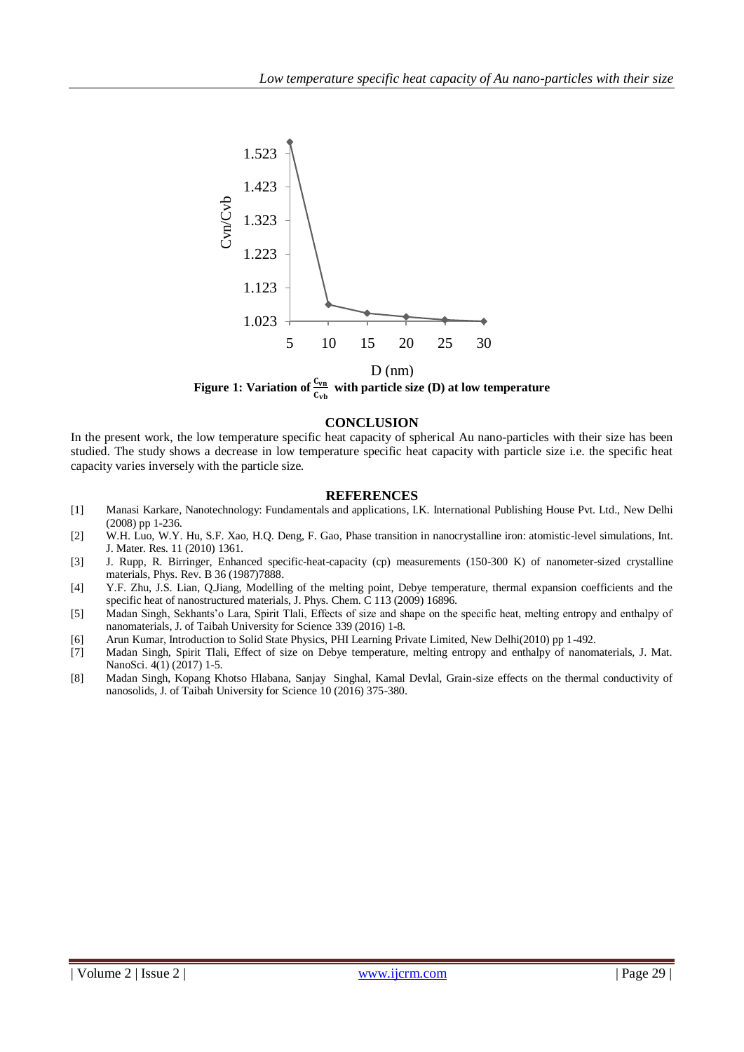1.523
1.423
1.323
1.223
1.123
1.023

Cvn/Cvb

5 10 15 20 25 30

D (nm)

**Figure 1: Variation of $\frac{C_{vn}}{C_{vb}}$ with particle size (D) at low temperature**

## CONCLUSION

In the present work, the low temperature specific heat capacity of spherical Au nano-particles with their size has been studied. The study shows a decrease in low temperature specific heat capacity with particle size i.e. the specific heat capacity varies inversely with the particle size.

## REFERENCES

[1] Manasi Karkare, Nanotechnology: Fundamentals and applications, I.K. International Publishing House Pvt. Ltd., New Delhi (2008) pp 1-236.

[2] W.H. Luo, W.Y. Hu, S.F. Xao, H.Q. Deng, F. Gao, Phase transition in nanocrystalline iron: atomistic-level simulations, Int. J. Mater. Res. 11 (2010) 1361.

[3] J. Rupp, R. Birringer, Enhanced specific-heat-capacity (cp) measurements (150-300 K) of nanometer-sized crystalline materials, Phys. Rev. B 36 (1987)7888.

[4] Y.F. Zhu, J.S. Lian, Q.Jiang, Modelling of the melting point, Debye temperature, thermal expansion coefficients and the specific heat of nanostructured materials, J. Phys. Chem. C 113 (2009) 16896.

[5] Madan Singh, Sekhants'o Lara, Spirit Tlali, Effects of size and shape on the specific heat, melting entropy and enthalpy of nanomaterials, J. of Taibah University for Science 339 (2016) 1-8.

[6] Arun Kumar, Introduction to Solid State Physics, PHI Learning Private Limited, New Delhi(2010) pp 1-492.

[7] Madan Singh, Spirit Tlali, Effect of size on Debye temperature, melting entropy and enthalpy of nanomaterials, J. Mat. NanoSci. 4(1) (2017) 1-5.

[8] Madan Singh, Kopang Khotso Hlabana, Sanjay Singhal, Kamal Devlal, Grain-size effects on the thermal conductivity of nanosolids, J. of Taibah University for Science 10 (2016) 375-380.